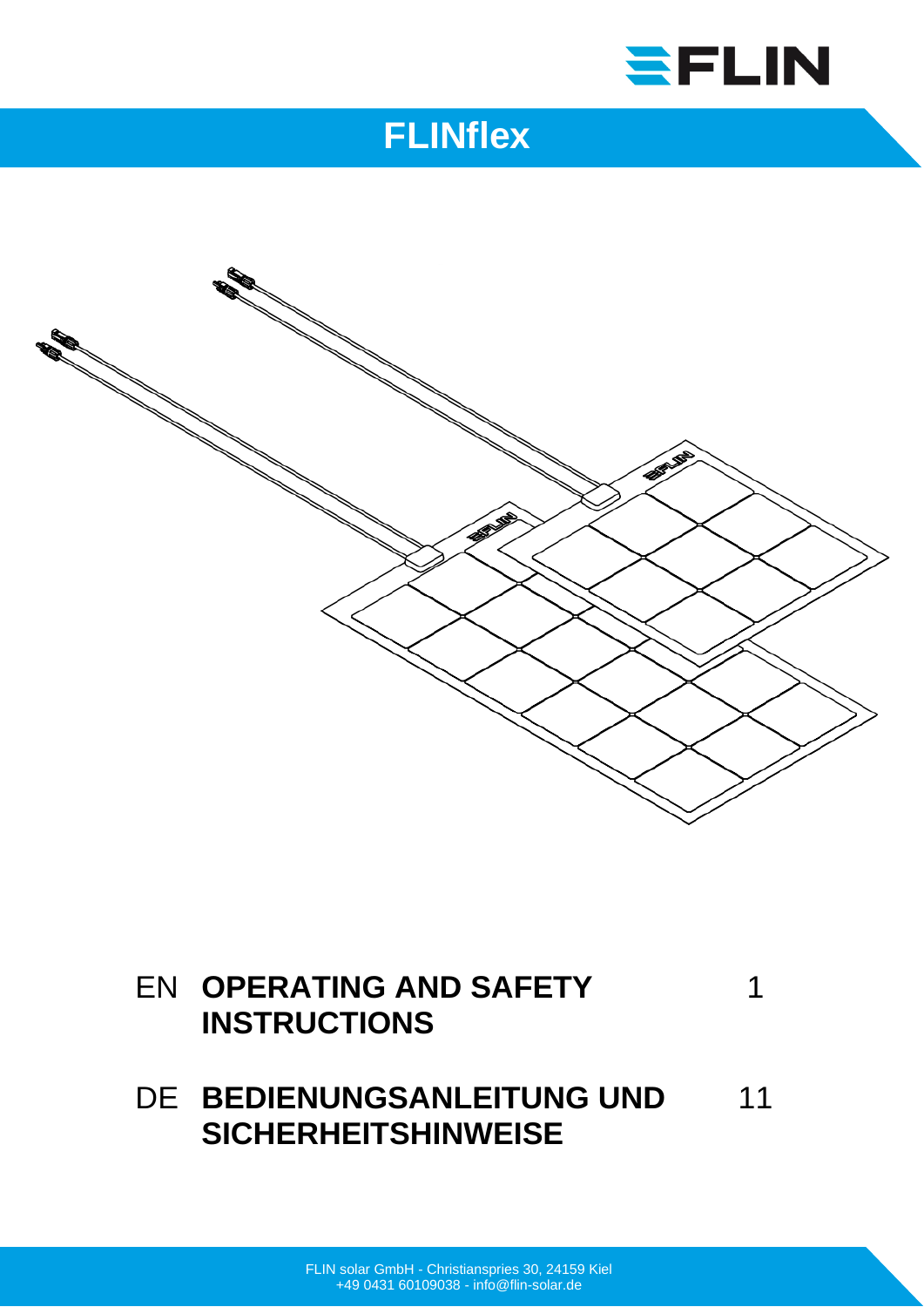# FLINflex

| | | |
|---|---|---|
| EN | **OPERATING AND SAFETY INSTRUCTIONS** | 1 |
| DE | **BEDIENUNGSANLEITUNG UND SICHERHEITSHINWEISE** | 11 |

FLIN solar GmbH - Christianspries 30, 24159 Kiel
+49 0431 60109038 - info@flin-solar.de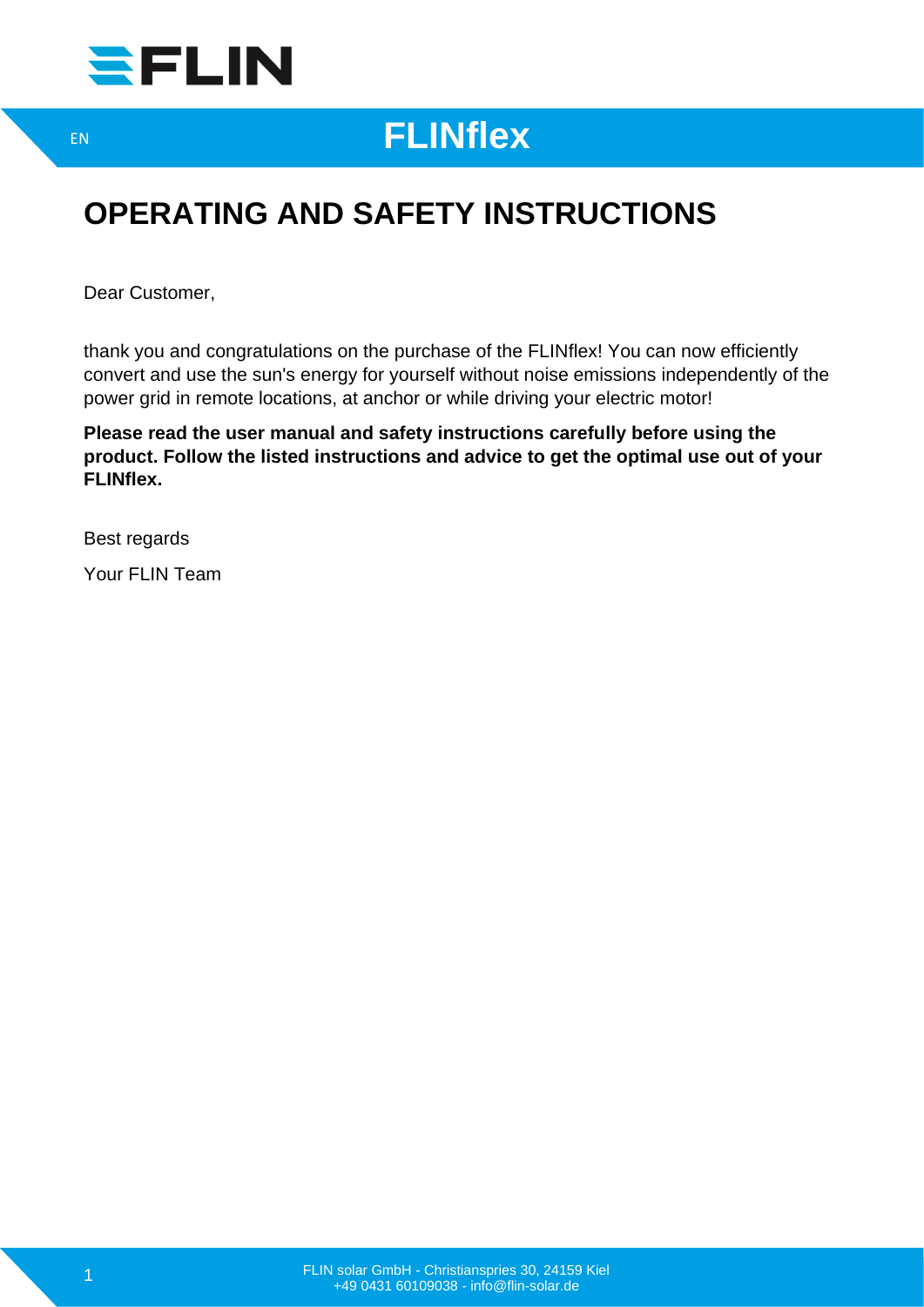EN

# FLINflex

## OPERATING AND SAFETY INSTRUCTIONS

Dear Customer,

thank you and congratulations on the purchase of the FLINflex! You can now efficiently convert and use the sun's energy for yourself without noise emissions independently of the power grid in remote locations, at anchor or while driving your electric motor!

**Please read the user manual and safety instructions carefully before using the product. Follow the listed instructions and advice to get the optimal use out of your FLINflex.**

Best regards

Your FLIN Team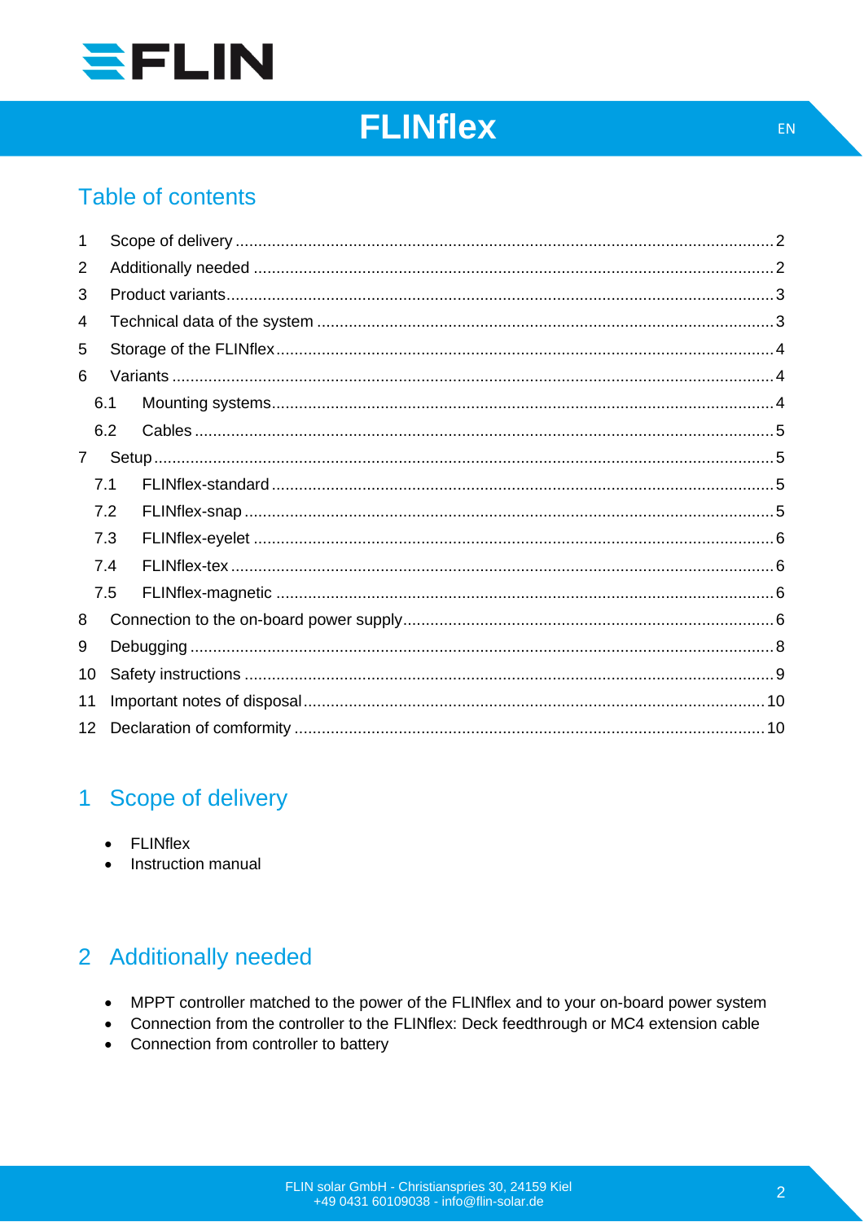# FLINflex

## Table of contents

| | | |
|---|---|---|
| 1 | Scope of delivery | 2 |
| 2 | Additionally needed | 2 |
| 3 | Product variants | 3 |
| 4 | Technical data of the system | 3 |
| 5 | Storage of the FLINflex | 4 |
| 6 | Variants | 4 |
| 6.1 | Mounting systems | 4 |
| 6.2 | Cables | 5 |
| 7 | Setup | 5 |
| 7.1 | FLINflex-standard | 5 |
| 7.2 | FLINflex-snap | 5 |
| 7.3 | FLINflex-eyelet | 6 |
| 7.4 | FLINflex-tex | 6 |
| 7.5 | FLINflex-magnetic | 6 |
| 8 | Connection to the on-board power supply | 6 |
| 9 | Debugging | 8 |
| 10 | Safety instructions | 9 |
| 11 | Important notes of disposal | 10 |
| 12 | Declaration of comformity | 10 |

## 1 Scope of delivery

- FLINflex
- Instruction manual

## 2 Additionally needed

- MPPT controller matched to the power of the FLINflex and to your on-board power system
- Connection from the controller to the FLINflex: Deck feedthrough or MC4 extension cable
- Connection from controller to battery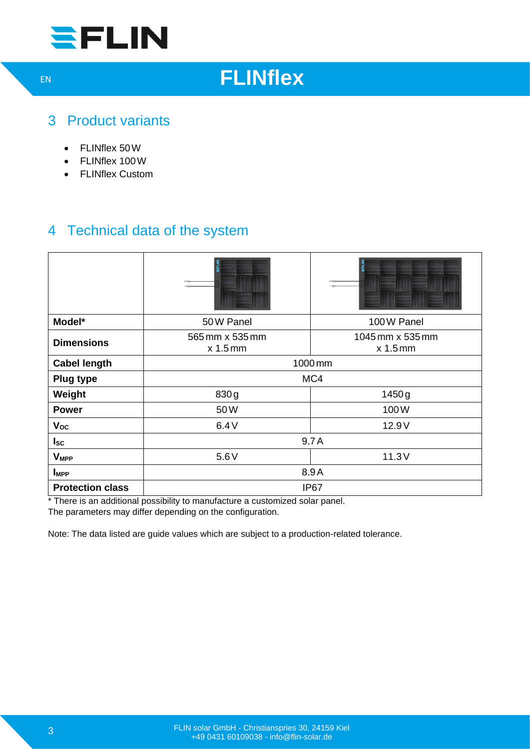## 3 Product variants

- FLINflex 50 W
- FLINflex 100 W
- FLINflex Custom

## 4 Technical data of the system

| | | |
|---|---|---|
| **Model*** | 50 W Panel | 100 W Panel |
| **Dimensions** | 565 mm x 535 mm x 1.5 mm | 1045 mm x 535 mm x 1.5 mm |
| **Cabel length** | 1000 mm | |
| **Plug type** | MC4 | |
| **Weight** | 830 g | 1450 g |
| **Power** | 50 W | 100 W |
| $V_{OC}$ | 6.4 V | 12.9 V |
| $I_{SC}$ | 9.7 A | |
| $V_{MPP}$ | 5.6 V | 11.3 V |
| $I_{MPP}$ | 8.9 A | |
| **Protection class** | IP67 | |

* There is an additional possibility to manufacture a customized solar panel.
The parameters may differ depending on the configuration.

Note: The data listed are guide values which are subject to a production-related tolerance.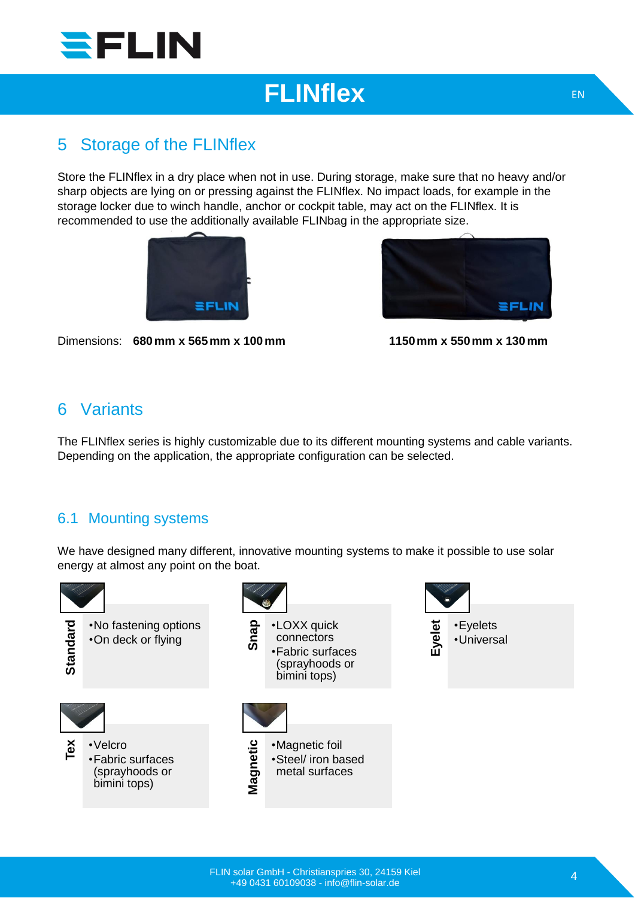## 5 Storage of the FLINflex

Store the FLINflex in a dry place when not in use. During storage, make sure that no heavy and/or sharp objects are lying on or pressing against the FLINflex. No impact loads, for example in the storage locker due to winch handle, anchor or cockpit table, may act on the FLINflex. It is recommended to use the additionally available FLINbag in the appropriate size.

Dimensions: **680 mm x 565 mm x 100 mm** **1150 mm x 550 mm x 130 mm**

## 6 Variants

The FLINflex series is highly customizable due to its different mounting systems and cable variants. Depending on the application, the appropriate configuration can be selected.

### 6.1 Mounting systems

We have designed many different, innovative mounting systems to make it possible to use solar energy at almost any point on the boat.

**Standard**
- No fastening options
- On deck or flying

**Snap**
- LOXX quick connectors
- Fabric surfaces (sprayhoods or bimini tops)

**Eyelet**
- Eyelets
- Universal

**Tex**
- Velcro
- Fabric surfaces (sprayhoods or bimini tops)

**Magnetic**
- Magnetic foil
- Steel/ iron based metal surfaces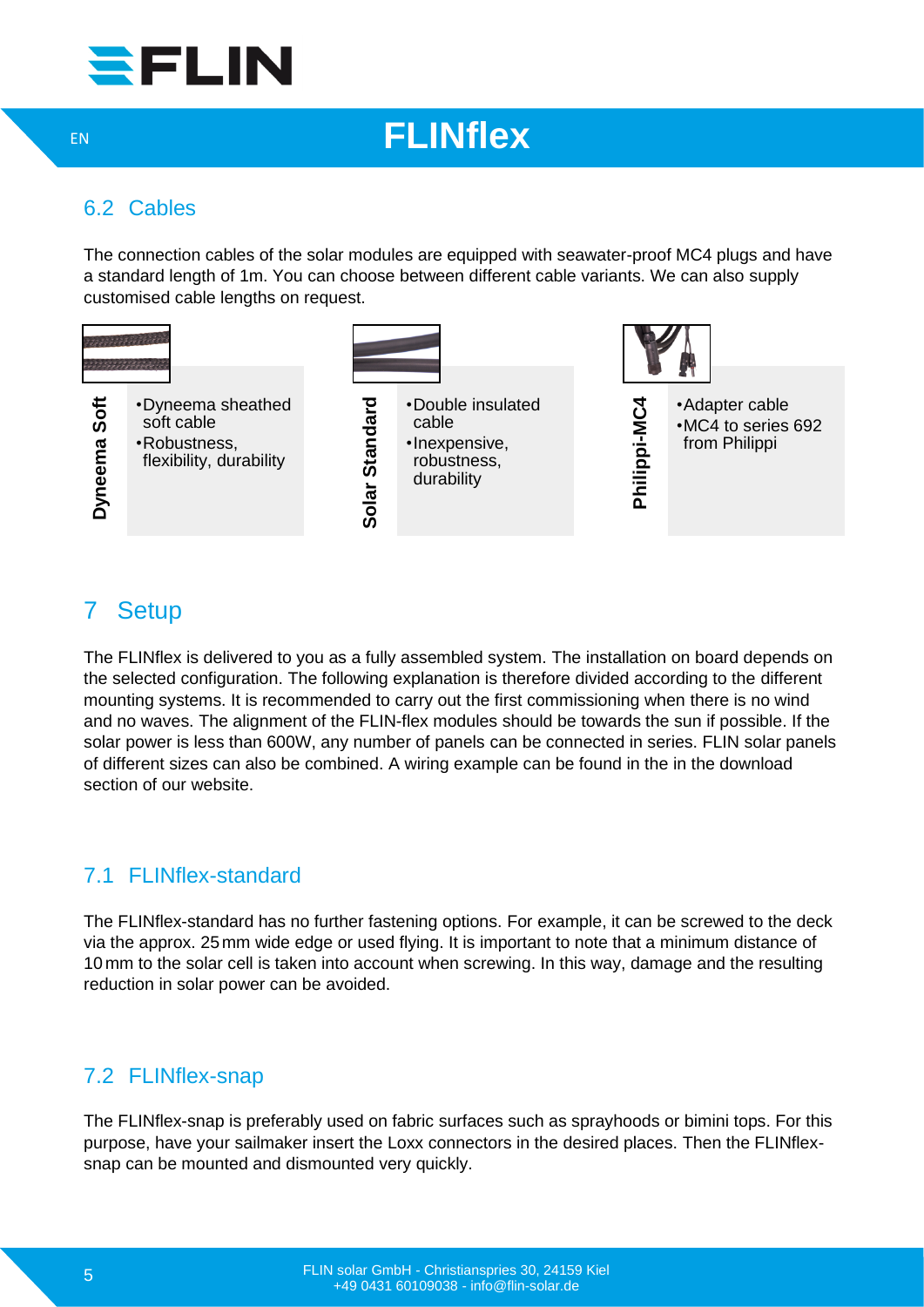## 6.2 Cables

The connection cables of the solar modules are equipped with seawater-proof MC4 plugs and have a standard length of 1m. You can choose between different cable variants. We can also supply customised cable lengths on request.

**Dyneema Soft**

- Dyneema sheathed soft cable
- Robustness, flexibility, durability

**Solar Standard**

- Double insulated cable
- Inexpensive, robustness, durability

**Philippi-MC4**

- Adapter cable
- MC4 to series 692 from Philippi

# 7 Setup

The FLINflex is delivered to you as a fully assembled system. The installation on board depends on the selected configuration. The following explanation is therefore divided according to the different mounting systems. It is recommended to carry out the first commissioning when there is no wind and no waves. The alignment of the FLIN-flex modules should be towards the sun if possible. If the solar power is less than 600W, any number of panels can be connected in series. FLIN solar panels of different sizes can also be combined. A wiring example can be found in the in the download section of our website.

## 7.1 FLINflex-standard

The FLINflex-standard has no further fastening options. For example, it can be screwed to the deck via the approx. 25 mm wide edge or used flying. It is important to note that a minimum distance of 10 mm to the solar cell is taken into account when screwing. In this way, damage and the resulting reduction in solar power can be avoided.

## 7.2 FLINflex-snap

The FLINflex-snap is preferably used on fabric surfaces such as sprayhoods or bimini tops. For this purpose, have your sailmaker insert the Loxx connectors in the desired places. Then the FLINflex-snap can be mounted and dismounted very quickly.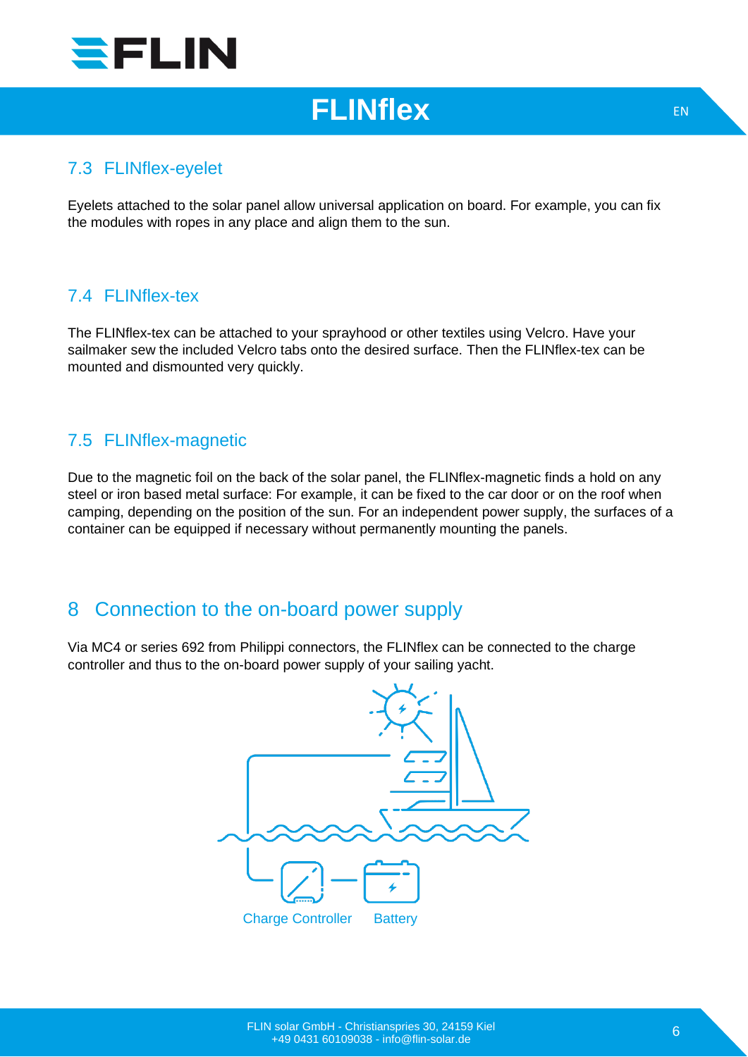## 7.3 FLINflex-eyelet

Eyelets attached to the solar panel allow universal application on board. For example, you can fix the modules with ropes in any place and align them to the sun.

## 7.4 FLINflex-tex

The FLINflex-tex can be attached to your sprayhood or other textiles using Velcro. Have your sailmaker sew the included Velcro tabs onto the desired surface. Then the FLINflex-tex can be mounted and dismounted very quickly.

## 7.5 FLINflex-magnetic

Due to the magnetic foil on the back of the solar panel, the FLINflex-magnetic finds a hold on any steel or iron based metal surface: For example, it can be fixed to the car door or on the roof when camping, depending on the position of the sun. For an independent power supply, the surfaces of a container can be equipped if necessary without permanently mounting the panels.

# 8 Connection to the on-board power supply

Via MC4 or series 692 from Philippi connectors, the FLINflex can be connected to the charge controller and thus to the on-board power supply of your sailing yacht.

Charge Controller Battery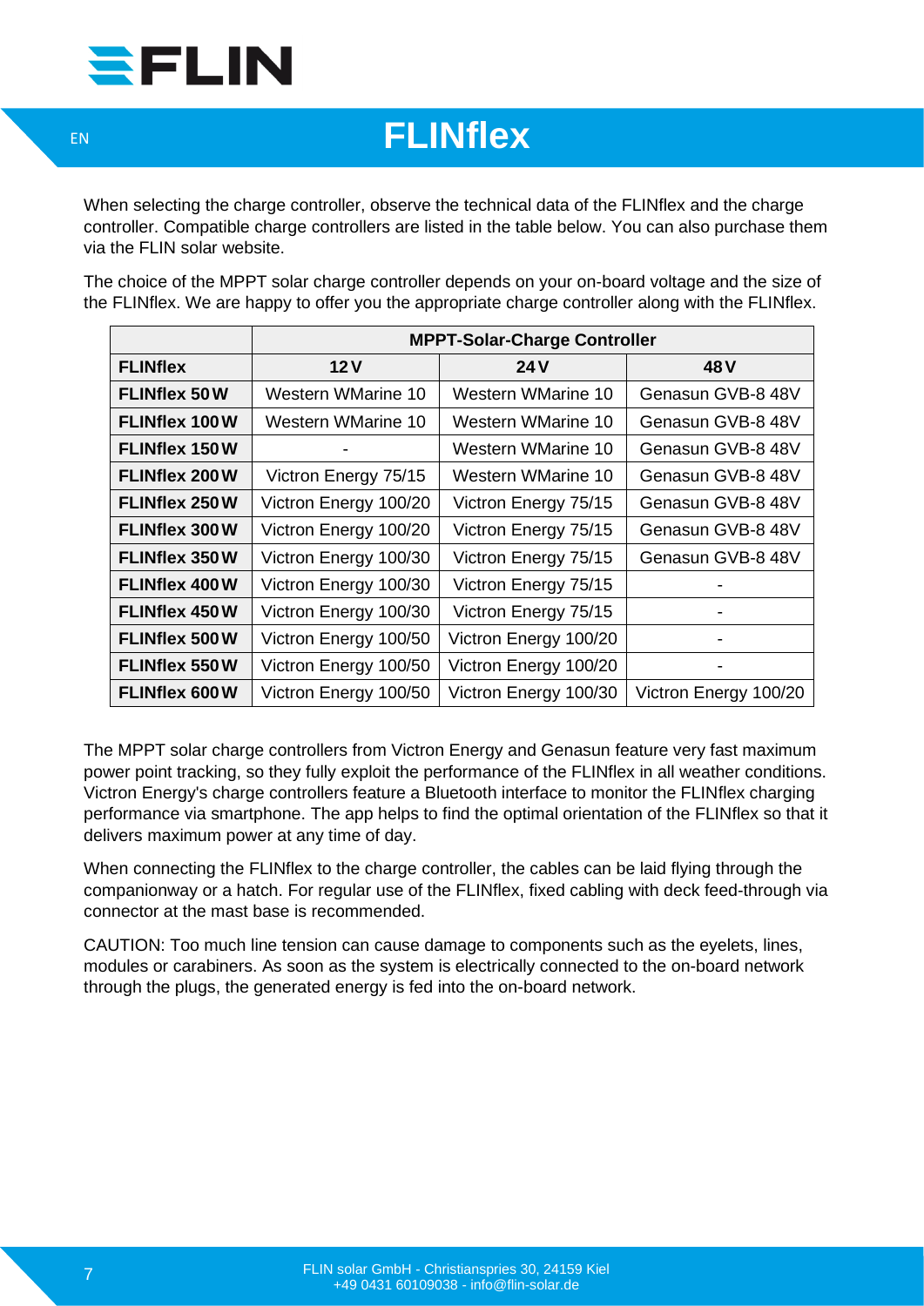# FLINflex

When selecting the charge controller, observe the technical data of the FLINflex and the charge controller. Compatible charge controllers are listed in the table below. You can also purchase them via the FLIN solar website.

The choice of the MPPT solar charge controller depends on your on-board voltage and the size of the FLINflex. We are happy to offer you the appropriate charge controller along with the FLINflex.

| | **MPPT-Solar-Charge Controller** | | |
|---|---|---|---|
| **FLINflex** | **12 V** | **24 V** | **48 V** |
| **FLINflex 50 W** | Western WMarine 10 | Western WMarine 10 | Genasun GVB-8 48V |
| **FLINflex 100 W** | Western WMarine 10 | Western WMarine 10 | Genasun GVB-8 48V |
| **FLINflex 150 W** | - | Western WMarine 10 | Genasun GVB-8 48V |
| **FLINflex 200 W** | Victron Energy 75/15 | Western WMarine 10 | Genasun GVB-8 48V |
| **FLINflex 250 W** | Victron Energy 100/20 | Victron Energy 75/15 | Genasun GVB-8 48V |
| **FLINflex 300 W** | Victron Energy 100/20 | Victron Energy 75/15 | Genasun GVB-8 48V |
| **FLINflex 350 W** | Victron Energy 100/30 | Victron Energy 75/15 | Genasun GVB-8 48V |
| **FLINflex 400 W** | Victron Energy 100/30 | Victron Energy 75/15 | - |
| **FLINflex 450 W** | Victron Energy 100/30 | Victron Energy 75/15 | - |
| **FLINflex 500 W** | Victron Energy 100/50 | Victron Energy 100/20 | - |
| **FLINflex 550 W** | Victron Energy 100/50 | Victron Energy 100/20 | - |
| **FLINflex 600 W** | Victron Energy 100/50 | Victron Energy 100/30 | Victron Energy 100/20 |

The MPPT solar charge controllers from Victron Energy and Genasun feature very fast maximum power point tracking, so they fully exploit the performance of the FLINflex in all weather conditions. Victron Energy's charge controllers feature a Bluetooth interface to monitor the FLINflex charging performance via smartphone. The app helps to find the optimal orientation of the FLINflex so that it delivers maximum power at any time of day.

When connecting the FLINflex to the charge controller, the cables can be laid flying through the companionway or a hatch. For regular use of the FLINflex, fixed cabling with deck feed-through via connector at the mast base is recommended.

CAUTION: Too much line tension can cause damage to components such as the eyelets, lines, modules or carabiners. As soon as the system is electrically connected to the on-board network through the plugs, the generated energy is fed into the on-board network.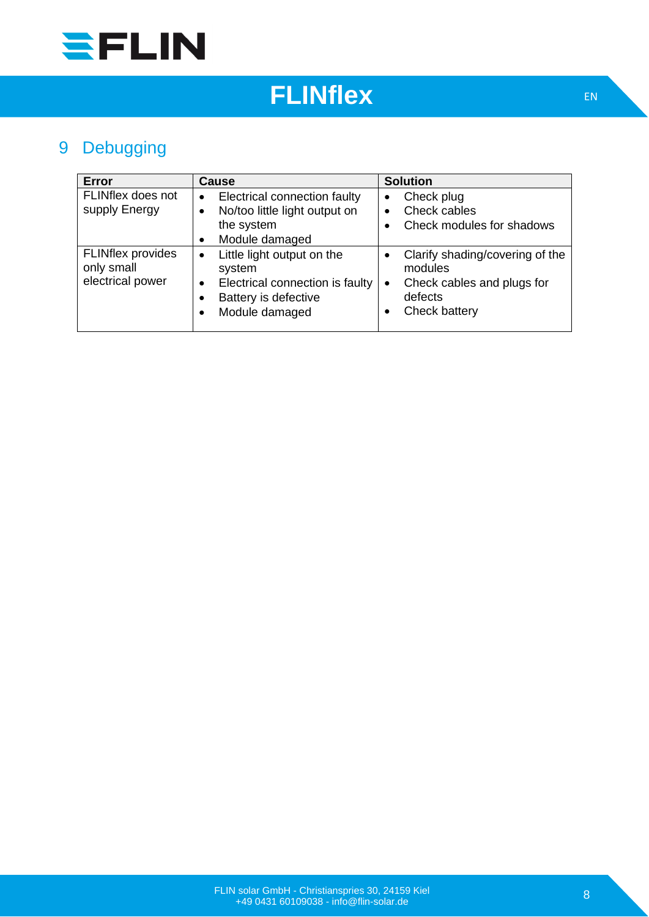# 9 Debugging

| Error | Cause | Solution |
|---|---|---|
| FLINflex does not supply Energy | • Electrical connection faulty<br>• No/too little light output on the system<br>• Module damaged | • Check plug<br>• Check cables<br>• Check modules for shadows |
| FLINflex provides only small electrical power | • Little light output on the system<br>• Electrical connection is faulty<br>• Battery is defective<br>• Module damaged | • Clarify shading/covering of the modules<br>• Check cables and plugs for defects<br>• Check battery |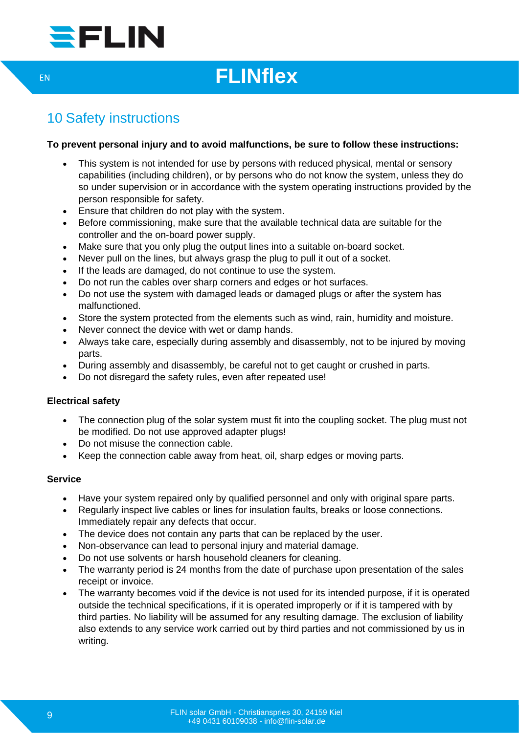# FLINflex

## 10 Safety instructions

**To prevent personal injury and to avoid malfunctions, be sure to follow these instructions:**

- This system is not intended for use by persons with reduced physical, mental or sensory capabilities (including children), or by persons who do not know the system, unless they do so under supervision or in accordance with the system operating instructions provided by the person responsible for safety.
- Ensure that children do not play with the system.
- Before commissioning, make sure that the available technical data are suitable for the controller and the on-board power supply.
- Make sure that you only plug the output lines into a suitable on-board socket.
- Never pull on the lines, but always grasp the plug to pull it out of a socket.
- If the leads are damaged, do not continue to use the system.
- Do not run the cables over sharp corners and edges or hot surfaces.
- Do not use the system with damaged leads or damaged plugs or after the system has malfunctioned.
- Store the system protected from the elements such as wind, rain, humidity and moisture.
- Never connect the device with wet or damp hands.
- Always take care, especially during assembly and disassembly, not to be injured by moving parts.
- During assembly and disassembly, be careful not to get caught or crushed in parts.
- Do not disregard the safety rules, even after repeated use!

**Electrical safety**

- The connection plug of the solar system must fit into the coupling socket. The plug must not be modified. Do not use approved adapter plugs!
- Do not misuse the connection cable.
- Keep the connection cable away from heat, oil, sharp edges or moving parts.

**Service**

- Have your system repaired only by qualified personnel and only with original spare parts.
- Regularly inspect live cables or lines for insulation faults, breaks or loose connections. Immediately repair any defects that occur.
- The device does not contain any parts that can be replaced by the user.
- Non-observance can lead to personal injury and material damage.
- Do not use solvents or harsh household cleaners for cleaning.
- The warranty period is 24 months from the date of purchase upon presentation of the sales receipt or invoice.
- The warranty becomes void if the device is not used for its intended purpose, if it is operated outside the technical specifications, if it is operated improperly or if it is tampered with by third parties. No liability will be assumed for any resulting damage. The exclusion of liability also extends to any service work carried out by third parties and not commissioned by us in writing.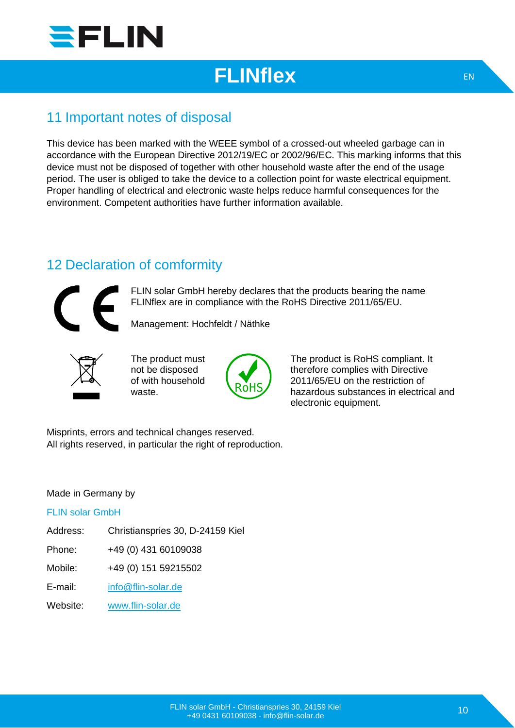## 11 Important notes of disposal

This device has been marked with the WEEE symbol of a crossed-out wheeled garbage can in accordance with the European Directive 2012/19/EC or 2002/96/EC. This marking informs that this device must not be disposed of together with other household waste after the end of the usage period. The user is obliged to take the device to a collection point for waste electrical equipment. Proper handling of electrical and electronic waste helps reduce harmful consequences for the environment. Competent authorities have further information available.

## 12 Declaration of comformity

FLIN solar GmbH hereby declares that the products bearing the name FLINflex are in compliance with the RoHS Directive 2011/65/EU.

Management: Hochfeldt / Näthke

The product must not be disposed of with household waste.

The product is RoHS compliant. It therefore complies with Directive 2011/65/EU on the restriction of hazardous substances in electrical and electronic equipment.

Misprints, errors and technical changes reserved.
All rights reserved, in particular the right of reproduction.

Made in Germany by

FLIN solar GmbH

| | |
|---|---|
| Address: | Christianspries 30, D-24159 Kiel |
| Phone: | +49 (0) 431 60109038 |
| Mobile: | +49 (0) 151 59215502 |
| E-mail: | info@flin-solar.de |
| Website: | www.flin-solar.de |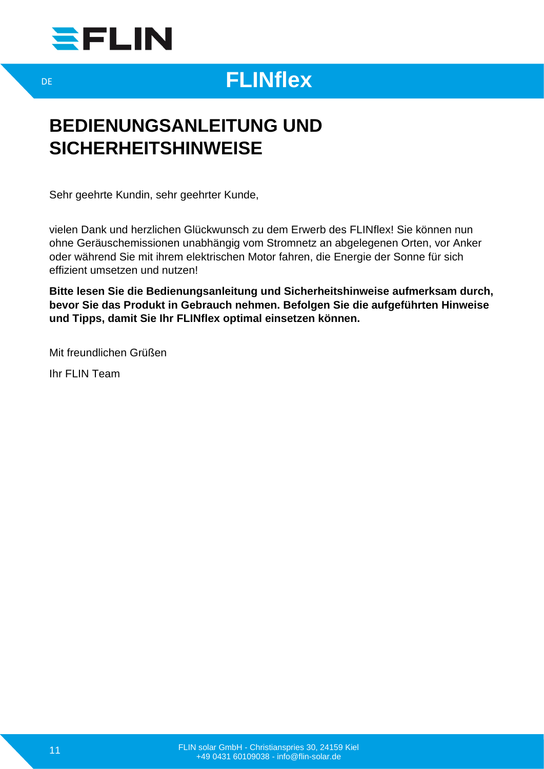# FLINflex

## BEDIENUNGSANLEITUNG UND SICHERHEITSHINWEISE

Sehr geehrte Kundin, sehr geehrter Kunde,

vielen Dank und herzlichen Glückwunsch zu dem Erwerb des FLINflex! Sie können nun ohne Geräuschemissionen unabhängig vom Stromnetz an abgelegenen Orten, vor Anker oder während Sie mit ihrem elektrischen Motor fahren, die Energie der Sonne für sich effizient umsetzen und nutzen!

**Bitte lesen Sie die Bedienungsanleitung und Sicherheitshinweise aufmerksam durch, bevor Sie das Produkt in Gebrauch nehmen. Befolgen Sie die aufgeführten Hinweise und Tipps, damit Sie Ihr FLINflex optimal einsetzen können.**

Mit freundlichen Grüßen

Ihr FLIN Team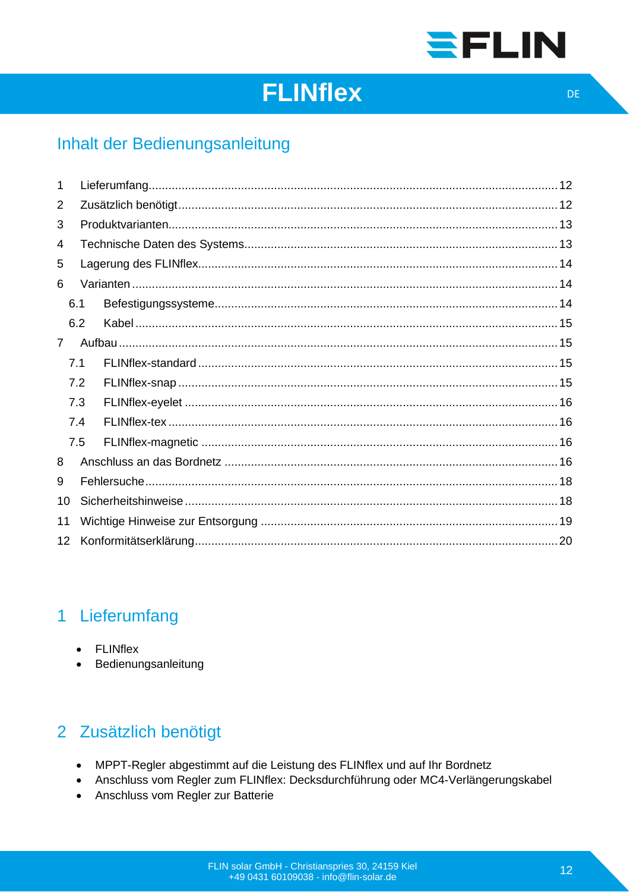# FLINflex

DE

## Inhalt der Bedienungsanleitung

1 Lieferumfang ... 12
2 Zusätzlich benötigt ... 12
3 Produktvarianten ... 13
4 Technische Daten des Systems ... 13
5 Lagerung des FLINflex ... 14
6 Varianten ... 14
  6.1 Befestigungssysteme ... 14
  6.2 Kabel ... 15
7 Aufbau ... 15
  7.1 FLINflex-standard ... 15
  7.2 FLINflex-snap ... 15
  7.3 FLINflex-eyelet ... 16
  7.4 FLINflex-tex ... 16
  7.5 FLINflex-magnetic ... 16
8 Anschluss an das Bordnetz ... 16
9 Fehlersuche ... 18
10 Sicherheitshinweise ... 18
11 Wichtige Hinweise zur Entsorgung ... 19
12 Konformitätserklärung ... 20

## 1 Lieferumfang

- FLINflex
- Bedienungsanleitung

## 2 Zusätzlich benötigt

- MPPT-Regler abgestimmt auf die Leistung des FLINflex und auf Ihr Bordnetz
- Anschluss vom Regler zum FLINflex: Decksdurchführung oder MC4-Verlängerungskabel
- Anschluss vom Regler zur Batterie

FLIN solar GmbH - Christianspries 30, 24159 Kiel
+49 0431 60109038 - info@flin-solar.de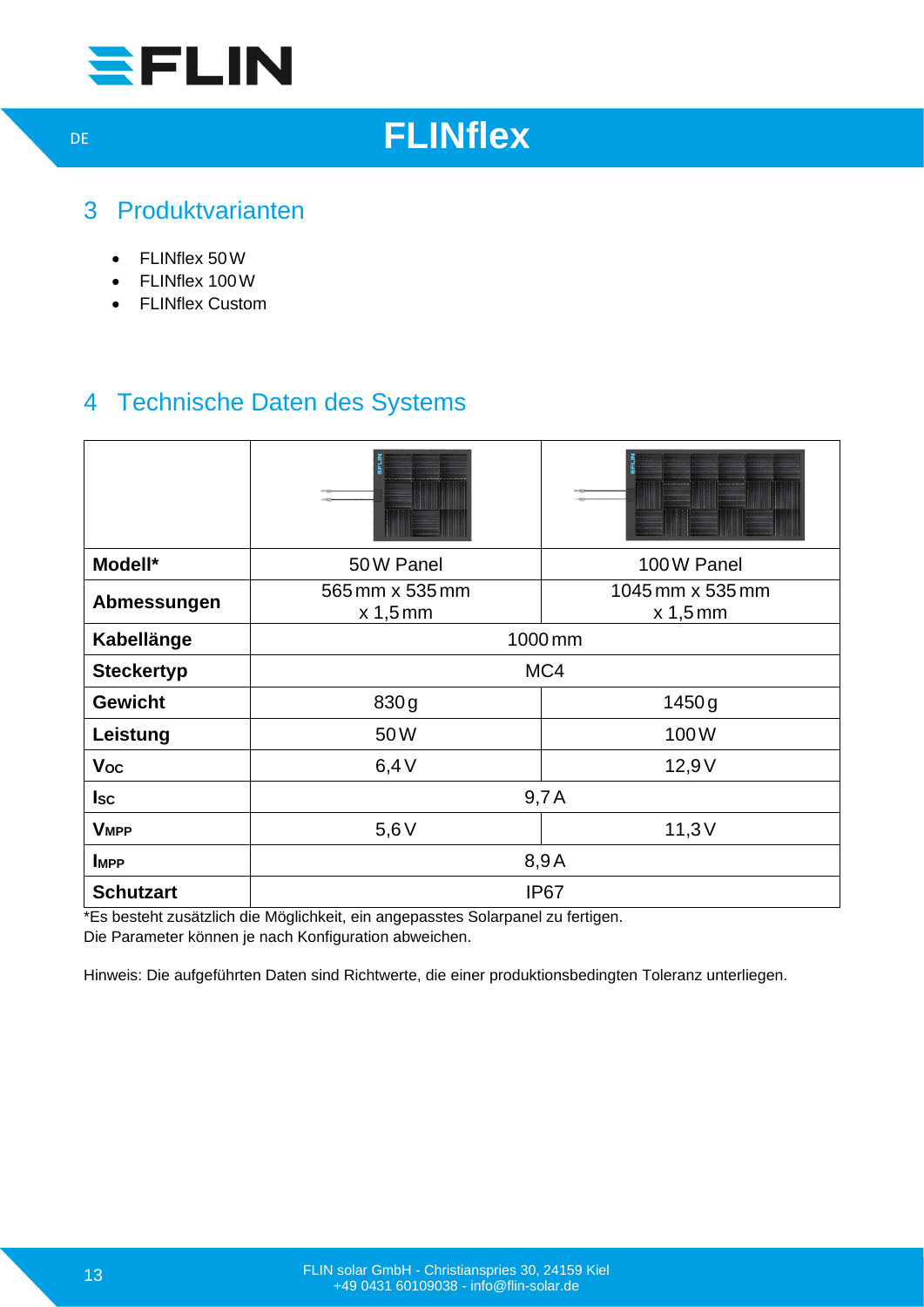# FLINflex

## 3 Produktvarianten

- FLINflex 50 W
- FLINflex 100 W
- FLINflex Custom

## 4 Technische Daten des Systems

| | | |
|---|---|---|
| **Modell*** | 50 W Panel | 100 W Panel |
| **Abmessungen** | 565 mm x 535 mm x 1,5 mm | 1045 mm x 535 mm x 1,5 mm |
| **Kabellänge** | 1000 mm | |
| **Steckertyp** | MC4 | |
| **Gewicht** | 830 g | 1450 g |
| **Leistung** | 50 W | 100 W |
| **$V_{OC}$** | 6,4 V | 12,9 V |
| **$I_{SC}$** | 9,7 A | |
| **$V_{MPP}$** | 5,6 V | 11,3 V |
| **$I_{MPP}$** | 8,9 A | |
| **Schutzart** | IP67 | |

*Es besteht zusätzlich die Möglichkeit, ein angepasstes Solarpanel zu fertigen.
Die Parameter können je nach Konfiguration abweichen.

Hinweis: Die aufgeführten Daten sind Richtwerte, die einer produktionsbedingten Toleranz unterliegen.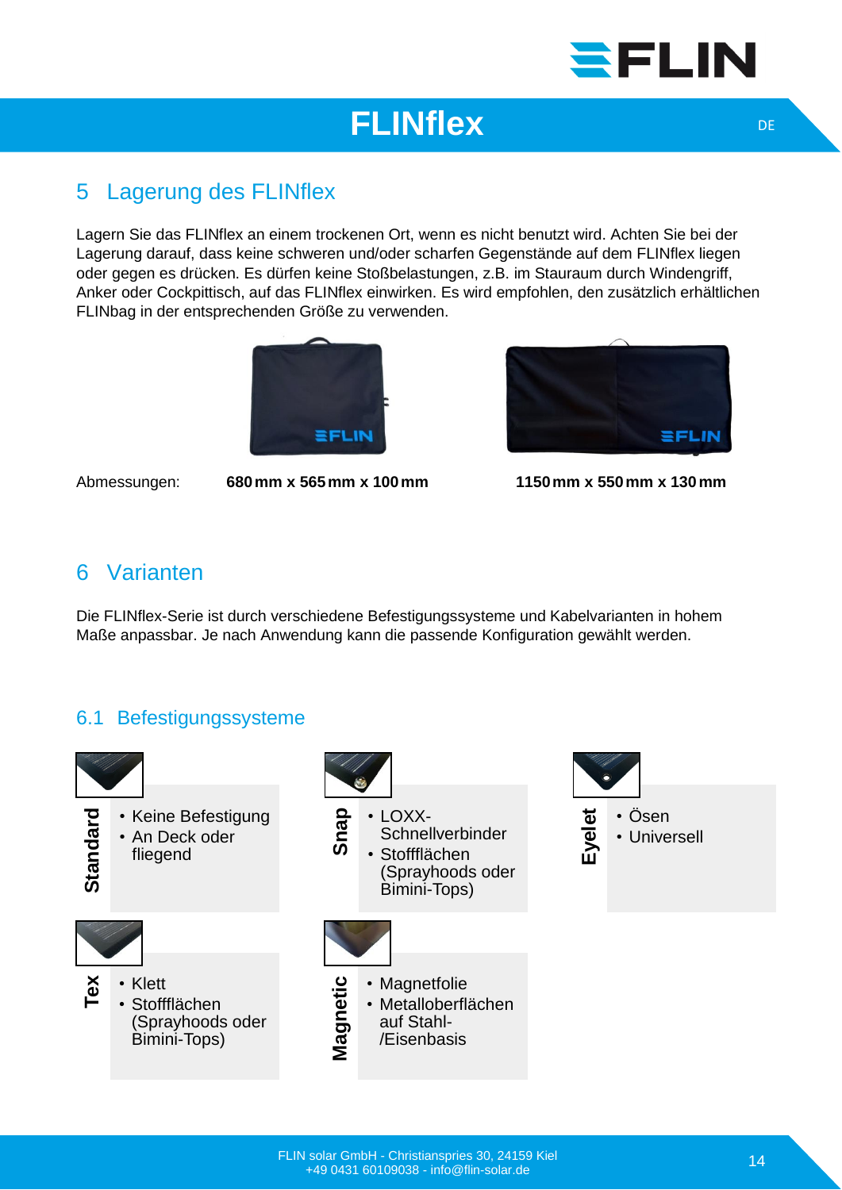## 5 Lagerung des FLINflex

Lagern Sie das FLINflex an einem trockenen Ort, wenn es nicht benutzt wird. Achten Sie bei der Lagerung darauf, dass keine schweren und/oder scharfen Gegenstände auf dem FLINflex liegen oder gegen es drücken. Es dürfen keine Stoßbelastungen, z.B. im Stauraum durch Windengriff, Anker oder Cockpittisch, auf das FLINflex einwirken. Es wird empfohlen, den zusätzlich erhältlichen FLINbag in der entsprechenden Größe zu verwenden.

Abmessungen: **680 mm x 565 mm x 100 mm** **1150 mm x 550 mm x 130 mm**

## 6 Varianten

Die FLINflex-Serie ist durch verschiedene Befestigungssysteme und Kabelvarianten in hohem Maße anpassbar. Je nach Anwendung kann die passende Konfiguration gewählt werden.

### 6.1 Befestigungssysteme

**Standard**
- Keine Befestigung
- An Deck oder fliegend

**Snap**
- LOXX-Schnellverbinder
- Stoffflächen (Sprayhoods oder Bimini-Tops)

**Eyelet**
- Ösen
- Universell

**Tex**
- Klett
- Stoffflächen (Sprayhoods oder Bimini-Tops)

**Magnetic**
- Magnetfolie
- Metalloberflächen auf Stahl-/Eisenbasis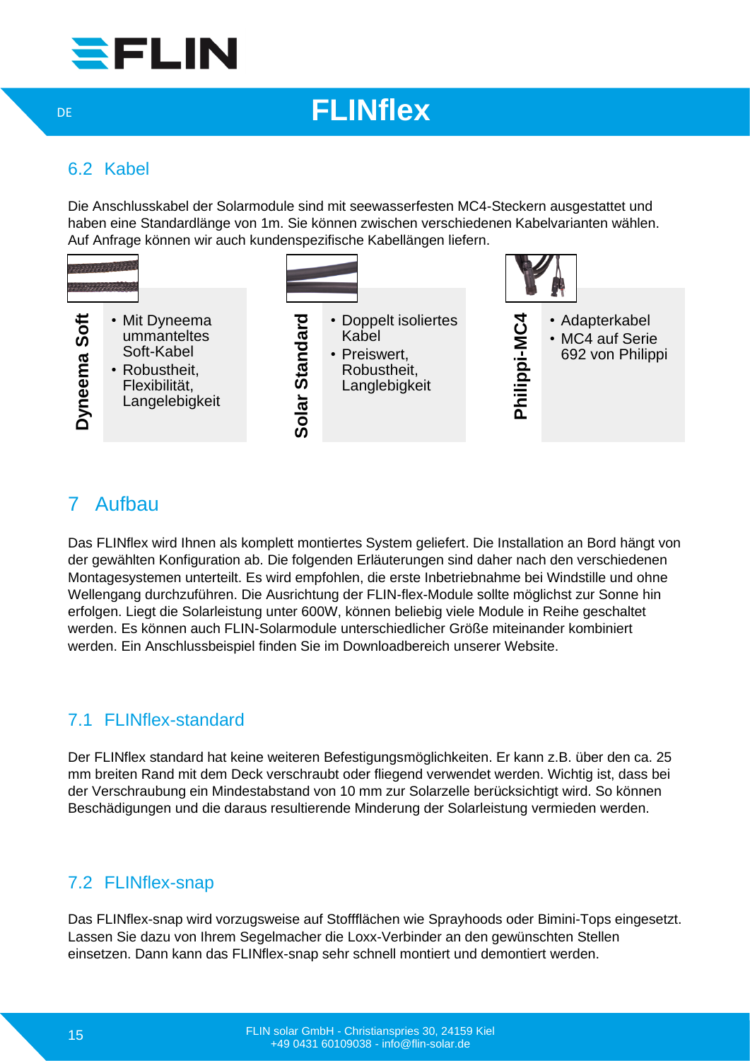## 6.2 Kabel

Die Anschlusskabel der Solarmodule sind mit seewasserfesten MC4-Steckern ausgestattet und haben eine Standardlänge von 1m. Sie können zwischen verschiedenen Kabelvarianten wählen. Auf Anfrage können wir auch kundenspezifische Kabellängen liefern.

**Dyneema Soft**

- Mit Dyneema ummanteltes Soft-Kabel
- Robustheit, Flexibilität, Langelebigkeit

**Solar Standard**

- Doppelt isoliertes Kabel
- Preiswert, Robustheit, Langlebigkeit

**Philippi-MC4**

- Adapterkabel
- MC4 auf Serie 692 von Philippi

# 7 Aufbau

Das FLINflex wird Ihnen als komplett montiertes System geliefert. Die Installation an Bord hängt von der gewählten Konfiguration ab. Die folgenden Erläuterungen sind daher nach den verschiedenen Montagesystemen unterteilt. Es wird empfohlen, die erste Inbetriebnahme bei Windstille und ohne Wellengang durchzuführen. Die Ausrichtung der FLIN-flex-Module sollte möglichst zur Sonne hin erfolgen. Liegt die Solarleistung unter 600W, können beliebig viele Module in Reihe geschaltet werden. Es können auch FLIN-Solarmodule unterschiedlicher Größe miteinander kombiniert werden. Ein Anschlussbeispiel finden Sie im Downloadbereich unserer Website.

## 7.1 FLINflex-standard

Der FLINflex standard hat keine weiteren Befestigungsmöglichkeiten. Er kann z.B. über den ca. 25 mm breiten Rand mit dem Deck verschraubt oder fliegend verwendet werden. Wichtig ist, dass bei der Verschraubung ein Mindestabstand von 10 mm zur Solarzelle berücksichtigt wird. So können Beschädigungen und die daraus resultierende Minderung der Solarleistung vermieden werden.

## 7.2 FLINflex-snap

Das FLINflex-snap wird vorzugsweise auf Stoffflächen wie Sprayhoods oder Bimini-Tops eingesetzt. Lassen Sie dazu von Ihrem Segelmacher die Loxx-Verbinder an den gewünschten Stellen einsetzen. Dann kann das FLINflex-snap sehr schnell montiert und demontiert werden.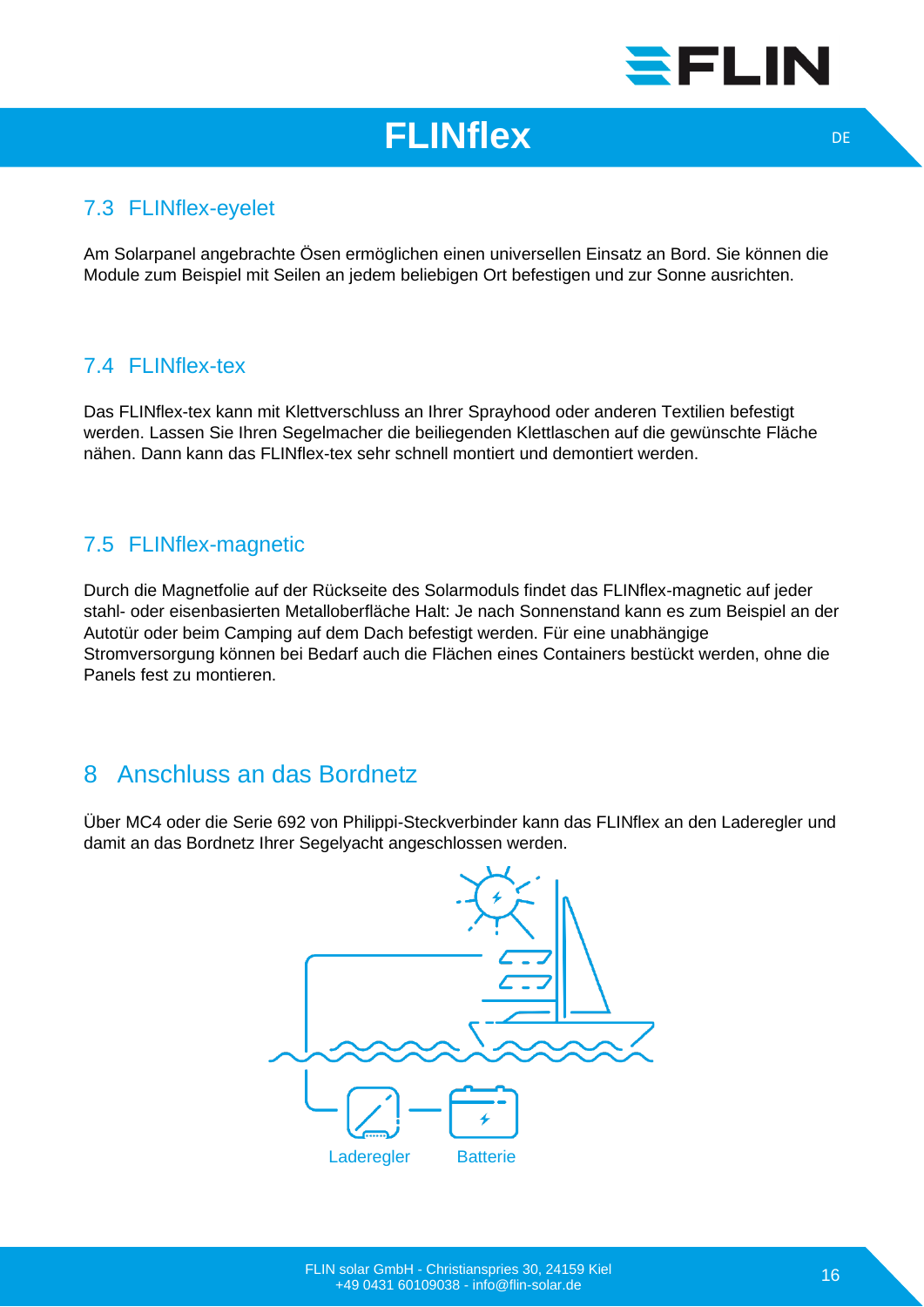## 7.3 FLINflex-eyelet

Am Solarpanel angebrachte Ösen ermöglichen einen universellen Einsatz an Bord. Sie können die Module zum Beispiel mit Seilen an jedem beliebigen Ort befestigen und zur Sonne ausrichten.

## 7.4 FLINflex-tex

Das FLINflex-tex kann mit Klettverschluss an Ihrer Sprayhood oder anderen Textilien befestigt werden. Lassen Sie Ihren Segelmacher die beiliegenden Klettlaschen auf die gewünschte Fläche nähen. Dann kann das FLINflex-tex sehr schnell montiert und demontiert werden.

## 7.5 FLINflex-magnetic

Durch die Magnetfolie auf der Rückseite des Solarmoduls findet das FLINflex-magnetic auf jeder stahl- oder eisenbasierten Metalloberfläche Halt: Je nach Sonnenstand kann es zum Beispiel an der Autotür oder beim Camping auf dem Dach befestigt werden. Für eine unabhängige Stromversorgung können bei Bedarf auch die Flächen eines Containers bestückt werden, ohne die Panels fest zu montieren.

# 8 Anschluss an das Bordnetz

Über MC4 oder die Serie 692 von Philippi-Steckverbinder kann das FLINflex an den Laderegler und damit an das Bordnetz Ihrer Segelyacht angeschlossen werden.

Laderegler Batterie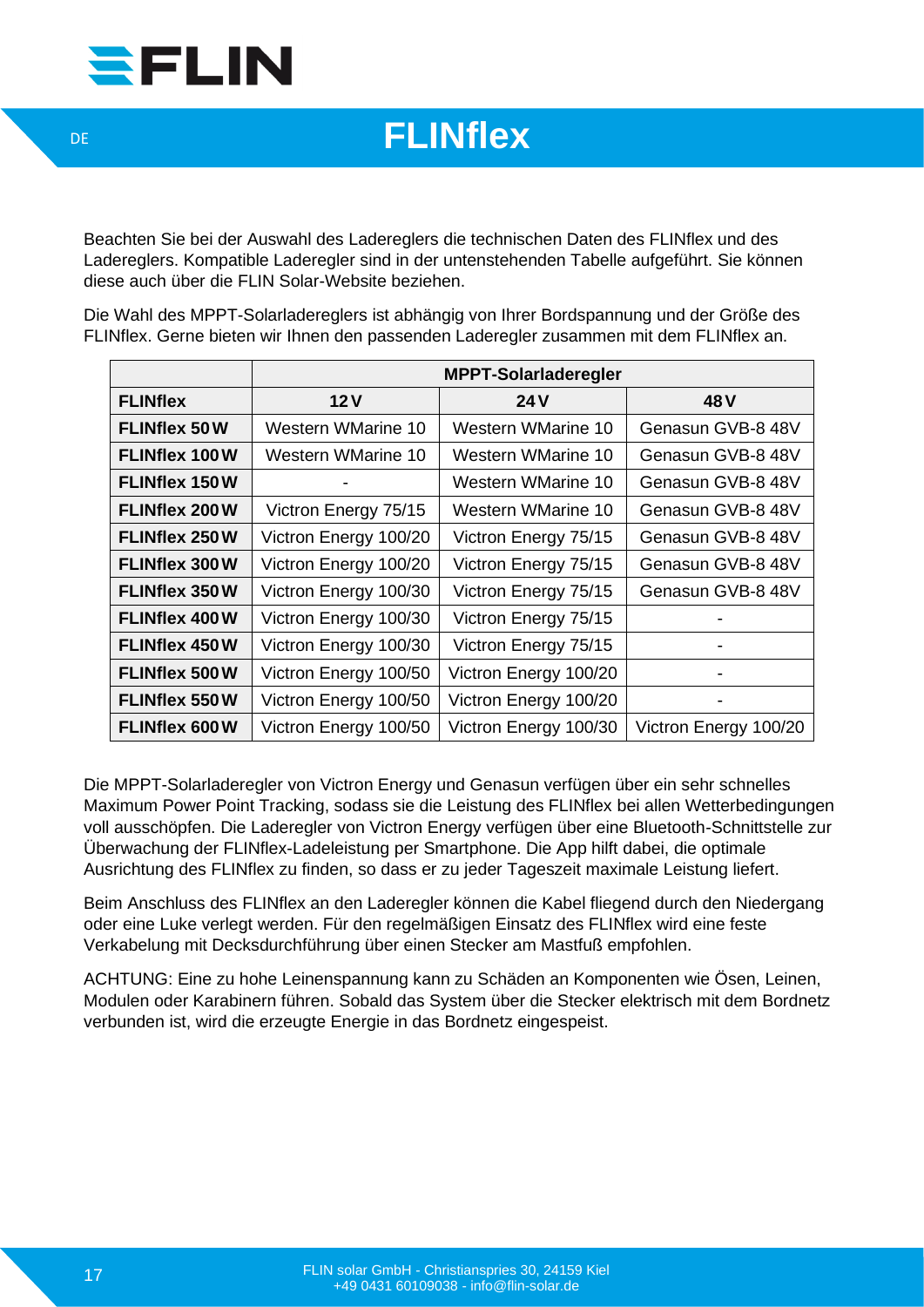# FLINflex

Beachten Sie bei der Auswahl des Ladereglers die technischen Daten des FLINflex und des Ladereglers. Kompatible Laderegler sind in der untenstehenden Tabelle aufgeführt. Sie können diese auch über die FLIN Solar-Website beziehen.

Die Wahl des MPPT-Solarladereglers ist abhängig von Ihrer Bordspannung und der Größe des FLINflex. Gerne bieten wir Ihnen den passenden Laderegler zusammen mit dem FLINflex an.

| | **MPPT-Solarladeregler** | | |
|---|---|---|---|
| **FLINflex** | **12 V** | **24 V** | **48 V** |
| **FLINflex 50 W** | Western WMarine 10 | Western WMarine 10 | Genasun GVB-8 48V |
| **FLINflex 100 W** | Western WMarine 10 | Western WMarine 10 | Genasun GVB-8 48V |
| **FLINflex 150 W** | - | Western WMarine 10 | Genasun GVB-8 48V |
| **FLINflex 200 W** | Victron Energy 75/15 | Western WMarine 10 | Genasun GVB-8 48V |
| **FLINflex 250 W** | Victron Energy 100/20 | Victron Energy 75/15 | Genasun GVB-8 48V |
| **FLINflex 300 W** | Victron Energy 100/20 | Victron Energy 75/15 | Genasun GVB-8 48V |
| **FLINflex 350 W** | Victron Energy 100/30 | Victron Energy 75/15 | Genasun GVB-8 48V |
| **FLINflex 400 W** | Victron Energy 100/30 | Victron Energy 75/15 | - |
| **FLINflex 450 W** | Victron Energy 100/30 | Victron Energy 75/15 | - |
| **FLINflex 500 W** | Victron Energy 100/50 | Victron Energy 100/20 | - |
| **FLINflex 550 W** | Victron Energy 100/50 | Victron Energy 100/20 | - |
| **FLINflex 600 W** | Victron Energy 100/50 | Victron Energy 100/30 | Victron Energy 100/20 |

Die MPPT-Solarladeregler von Victron Energy und Genasun verfügen über ein sehr schnelles Maximum Power Point Tracking, sodass sie die Leistung des FLINflex bei allen Wetterbedingungen voll ausschöpfen. Die Laderegler von Victron Energy verfügen über eine Bluetooth-Schnittstelle zur Überwachung der FLINflex-Ladeleistung per Smartphone. Die App hilft dabei, die optimale Ausrichtung des FLINflex zu finden, so dass er zu jeder Tageszeit maximale Leistung liefert.

Beim Anschluss des FLINflex an den Laderegler können die Kabel fliegend durch den Niedergang oder eine Luke verlegt werden. Für den regelmäßigen Einsatz des FLINflex wird eine feste Verkabelung mit Decksdurchführung über einen Stecker am Mastfuß empfohlen.

ACHTUNG: Eine zu hohe Leinenspannung kann zu Schäden an Komponenten wie Ösen, Leinen, Modulen oder Karabinern führen. Sobald das System über die Stecker elektrisch mit dem Bordnetz verbunden ist, wird die erzeugte Energie in das Bordnetz eingespeist.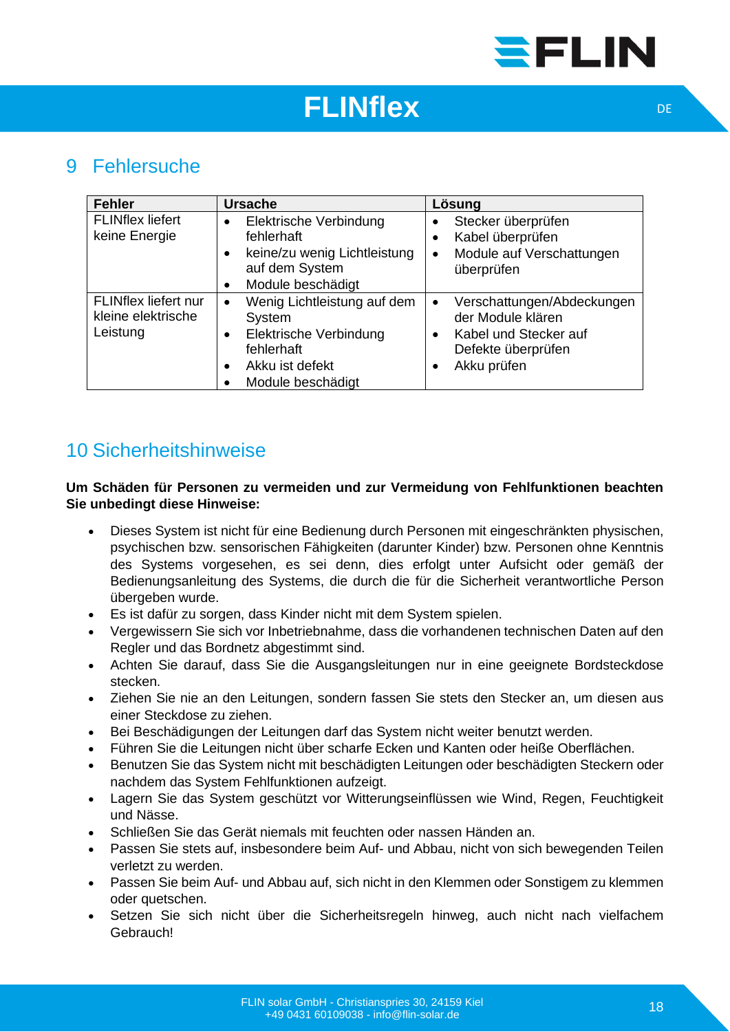## 9 Fehlersuche

| Fehler | Ursache | Lösung |
| --- | --- | --- |
| FLINflex liefert keine Energie | • Elektrische Verbindung fehlerhaft<br>• keine/zu wenig Lichtleistung auf dem System<br>• Module beschädigt | • Stecker überprüfen<br>• Kabel überprüfen<br>• Module auf Verschattungen überprüfen |
| FLINflex liefert nur kleine elektrische Leistung | • Wenig Lichtleistung auf dem System<br>• Elektrische Verbindung fehlerhaft<br>• Akku ist defekt<br>• Module beschädigt | • Verschattungen/Abdeckungen der Module klären<br>• Kabel und Stecker auf Defekte überprüfen<br>• Akku prüfen |

## 10 Sicherheitshinweise

**Um Schäden für Personen zu vermeiden und zur Vermeidung von Fehlfunktionen beachten Sie unbedingt diese Hinweise:**

- Dieses System ist nicht für eine Bedienung durch Personen mit eingeschränkten physischen, psychischen bzw. sensorischen Fähigkeiten (darunter Kinder) bzw. Personen ohne Kenntnis des Systems vorgesehen, es sei denn, dies erfolgt unter Aufsicht oder gemäß der Bedienungsanleitung des Systems, die durch die für die Sicherheit verantwortliche Person übergeben wurde.
- Es ist dafür zu sorgen, dass Kinder nicht mit dem System spielen.
- Vergewissern Sie sich vor Inbetriebnahme, dass die vorhandenen technischen Daten auf den Regler und das Bordnetz abgestimmt sind.
- Achten Sie darauf, dass Sie die Ausgangsleitungen nur in eine geeignete Bordsteckdose stecken.
- Ziehen Sie nie an den Leitungen, sondern fassen Sie stets den Stecker an, um diesen aus einer Steckdose zu ziehen.
- Bei Beschädigungen der Leitungen darf das System nicht weiter benutzt werden.
- Führen Sie die Leitungen nicht über scharfe Ecken und Kanten oder heiße Oberflächen.
- Benutzen Sie das System nicht mit beschädigten Leitungen oder beschädigten Steckern oder nachdem das System Fehlfunktionen aufzeigt.
- Lagern Sie das System geschützt vor Witterungseinflüssen wie Wind, Regen, Feuchtigkeit und Nässe.
- Schließen Sie das Gerät niemals mit feuchten oder nassen Händen an.
- Passen Sie stets auf, insbesondere beim Auf- und Abbau, nicht von sich bewegenden Teilen verletzt zu werden.
- Passen Sie beim Auf- und Abbau auf, sich nicht in den Klemmen oder Sonstigem zu klemmen oder quetschen.
- Setzen Sie sich nicht über die Sicherheitsregeln hinweg, auch nicht nach vielfachem Gebrauch!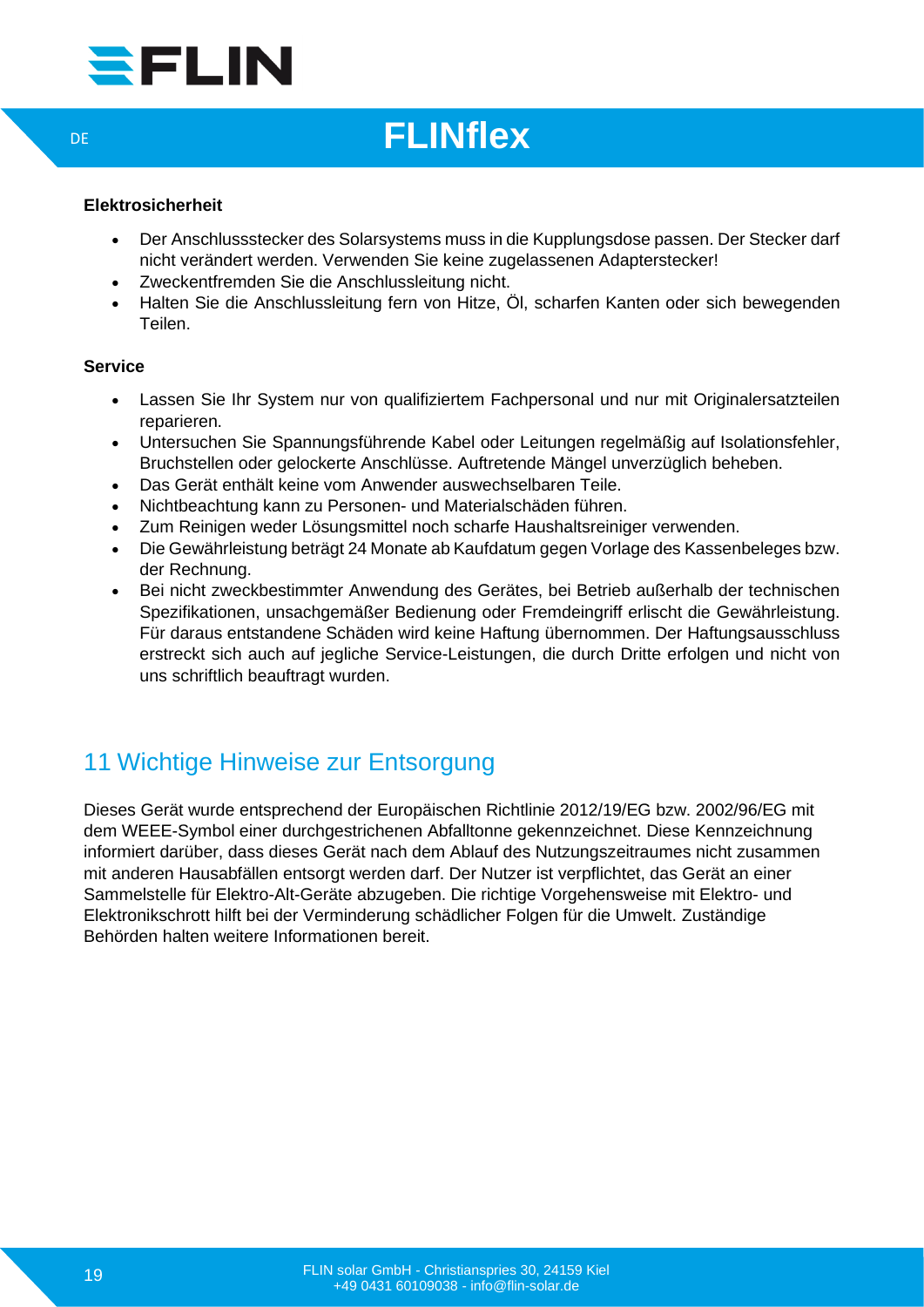**Elektrosicherheit**

- Der Anschlussstecker des Solarsystems muss in die Kupplungsdose passen. Der Stecker darf nicht verändert werden. Verwenden Sie keine zugelassenen Adapterstecker!
- Zweckentfremden Sie die Anschlussleitung nicht.
- Halten Sie die Anschlussleitung fern von Hitze, Öl, scharfen Kanten oder sich bewegenden Teilen.

**Service**

- Lassen Sie Ihr System nur von qualifiziertem Fachpersonal und nur mit Originalersatzteilen reparieren.
- Untersuchen Sie Spannungsführende Kabel oder Leitungen regelmäßig auf Isolationsfehler, Bruchstellen oder gelockerte Anschlüsse. Auftretende Mängel unverzüglich beheben.
- Das Gerät enthält keine vom Anwender auswechselbaren Teile.
- Nichtbeachtung kann zu Personen- und Materialschäden führen.
- Zum Reinigen weder Lösungsmittel noch scharfe Haushaltsreiniger verwenden.
- Die Gewährleistung beträgt 24 Monate ab Kaufdatum gegen Vorlage des Kassenbeleges bzw. der Rechnung.
- Bei nicht zweckbestimmter Anwendung des Gerätes, bei Betrieb außerhalb der technischen Spezifikationen, unsachgemäßer Bedienung oder Fremdeingriff erlischt die Gewährleistung. Für daraus entstandene Schäden wird keine Haftung übernommen. Der Haftungsausschluss erstreckt sich auch auf jegliche Service-Leistungen, die durch Dritte erfolgen und nicht von uns schriftlich beauftragt wurden.

## 11 Wichtige Hinweise zur Entsorgung

Dieses Gerät wurde entsprechend der Europäischen Richtlinie 2012/19/EG bzw. 2002/96/EG mit dem WEEE-Symbol einer durchgestrichenen Abfalltonne gekennzeichnet. Diese Kennzeichnung informiert darüber, dass dieses Gerät nach dem Ablauf des Nutzungszeitraumes nicht zusammen mit anderen Hausabfällen entsorgt werden darf. Der Nutzer ist verpflichtet, das Gerät an einer Sammelstelle für Elektro-Alt-Geräte abzugeben. Die richtige Vorgehensweise mit Elektro- und Elektronikschrott hilft bei der Verminderung schädlicher Folgen für die Umwelt. Zuständige Behörden halten weitere Informationen bereit.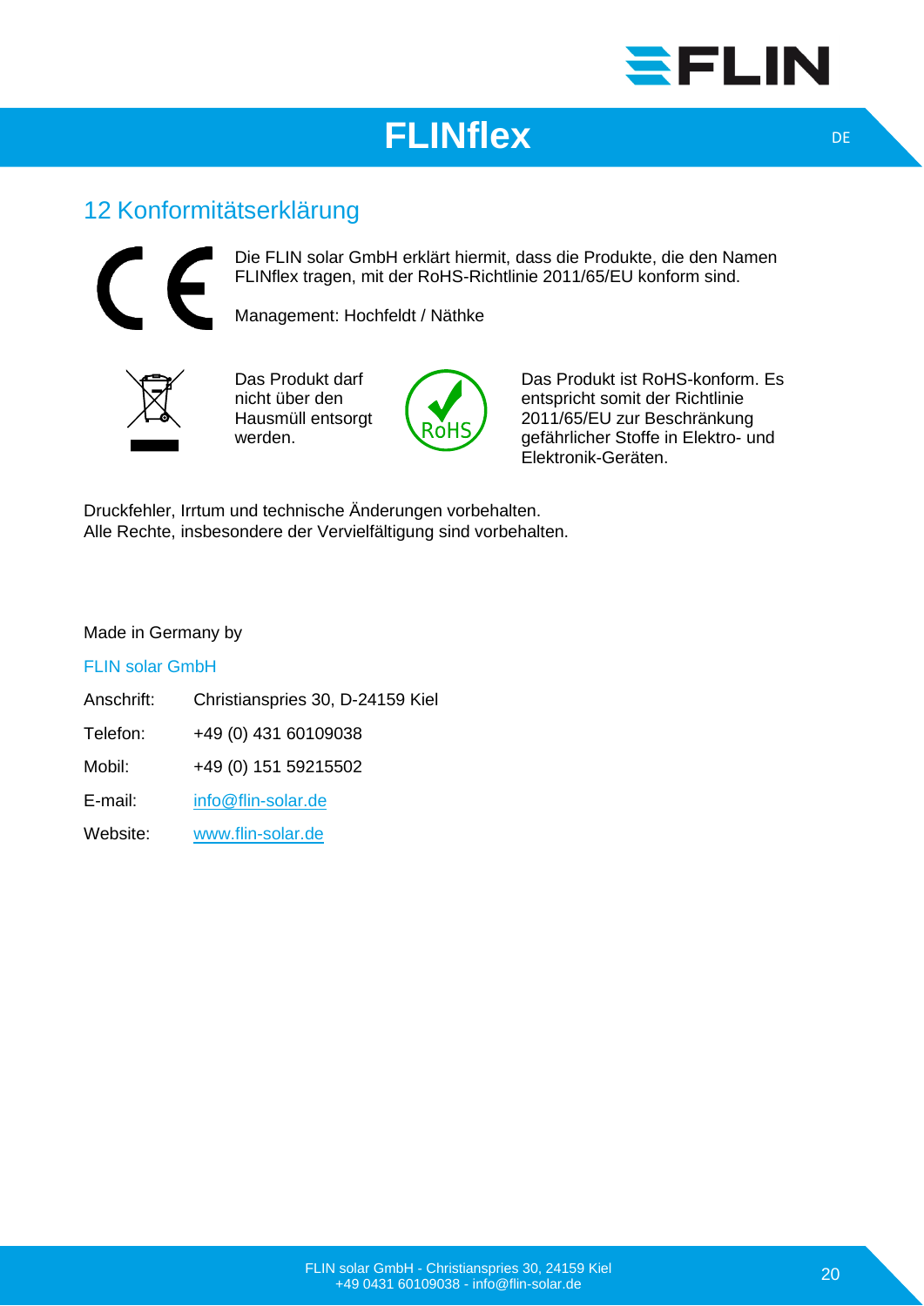## 12 Konformitätserklärung

Die FLIN solar GmbH erklärt hiermit, dass die Produkte, die den Namen FLINflex tragen, mit der RoHS-Richtlinie 2011/65/EU konform sind.

Management: Hochfeldt / Näthke

Das Produkt darf nicht über den Hausmüll entsorgt werden.

Das Produkt ist RoHS-konform. Es entspricht somit der Richtlinie 2011/65/EU zur Beschränkung gefährlicher Stoffe in Elektro- und Elektronik-Geräten.

Druckfehler, Irrtum und technische Änderungen vorbehalten.
Alle Rechte, insbesondere der Vervielfältigung sind vorbehalten.

Made in Germany by

FLIN solar GmbH

| | |
|---|---|
| Anschrift: | Christianspries 30, D-24159 Kiel |
| Telefon: | +49 (0) 431 60109038 |
| Mobil: | +49 (0) 151 59215502 |
| E-mail: | info@flin-solar.de |
| Website: | www.flin-solar.de |